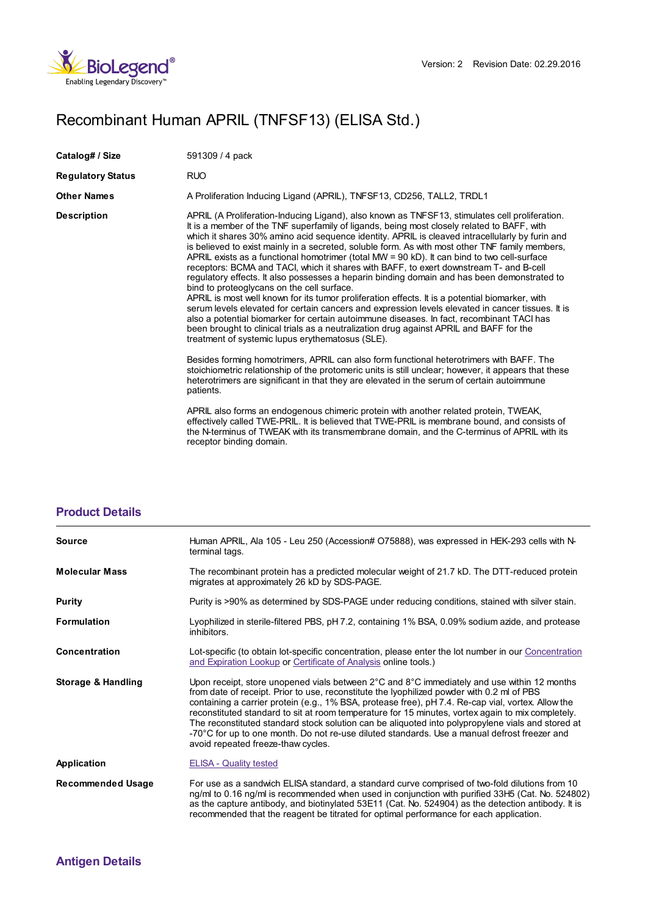Version: 2 Revision Date: 02.29.2016

# Recombinant Human APRIL (TNFSF13) (ELISA Std.)

| | |
|---|---|
| **Catalog# / Size** | 591309 / 4 pack |
| **Regulatory Status** | RUO |
| **Other Names** | A Proliferation Inducing Ligand (APRIL), TNFSF13, CD256, TALL2, TRDL1 |
| **Description** | APRIL (A Proliferation-Inducing Ligand), also known as TNFSF13, stimulates cell proliferation. It is a member of the TNF superfamily of ligands, being most closely related to BAFF, with which it shares 30% amino acid sequence identity. APRIL is cleaved intracellularly by furin and is believed to exist mainly in a secreted, soluble form. As with most other TNF family members, APRIL exists as a functional homotrimer (total MW = 90 kD). It can bind to two cell-surface receptors: BCMA and TACI, which it shares with BAFF, to exert downstream T- and B-cell regulatory effects. It also possesses a heparin binding domain and has been demonstrated to bind to proteoglycans on the cell surface.<br>APRIL is most well known for its tumor proliferation effects. It is a potential biomarker, with serum levels elevated for certain cancers and expression levels elevated in cancer tissues. It is also a potential biomarker for certain autoimmune diseases. In fact, recombinant TACI has been brought to clinical trials as a neutralization drug against APRIL and BAFF for the treatment of systemic lupus erythematosus (SLE).<br><br>Besides forming homotrimers, APRIL can also form functional heterotrimers with BAFF. The stoichiometric relationship of the protomeric units is still unclear; however, it appears that these heterotrimers are significant in that they are elevated in the serum of certain autoimmune patients.<br><br>APRIL also forms an endogenous chimeric protein with another related protein, TWEAK, effectively called TWE-PRIL. It is believed that TWE-PRIL is membrane bound, and consists of the N-terminus of TWEAK with its transmembrane domain, and the C-terminus of APRIL with its receptor binding domain. |

## Product Details

| | |
|---|---|
| **Source** | Human APRIL, Ala 105 - Leu 250 (Accession# O75888), was expressed in HEK-293 cells with N-terminal tags. |
| **Molecular Mass** | The recombinant protein has a predicted molecular weight of 21.7 kD. The DTT-reduced protein migrates at approximately 26 kD by SDS-PAGE. |
| **Purity** | Purity is >90% as determined by SDS-PAGE under reducing conditions, stained with silver stain. |
| **Formulation** | Lyophilized in sterile-filtered PBS, pH 7.2, containing 1% BSA, 0.09% sodium azide, and protease inhibitors. |
| **Concentration** | Lot-specific (to obtain lot-specific concentration, please enter the lot number in our Concentration and Expiration Lookup or Certificate of Analysis online tools.) |
| **Storage & Handling** | Upon receipt, store unopened vials between 2°C and 8°C immediately and use within 12 months from date of receipt. Prior to use, reconstitute the lyophilized powder with 0.2 ml of PBS containing a carrier protein (e.g., 1% BSA, protease free), pH 7.4. Re-cap vial, vortex. Allow the reconstituted standard to sit at room temperature for 15 minutes, vortex again to mix completely. The reconstituted standard stock solution can be aliquoted into polypropylene vials and stored at -70°C for up to one month. Do not re-use diluted standards. Use a manual defrost freezer and avoid repeated freeze-thaw cycles. |
| **Application** | ELISA - Quality tested |
| **Recommended Usage** | For use as a sandwich ELISA standard, a standard curve comprised of two-fold dilutions from 10 ng/ml to 0.16 ng/ml is recommended when used in conjunction with purified 33H5 (Cat. No. 524802) as the capture antibody, and biotinylated 53E11 (Cat. No. 524904) as the detection antibody. It is recommended that the reagent be titrated for optimal performance for each application. |

## Antigen Details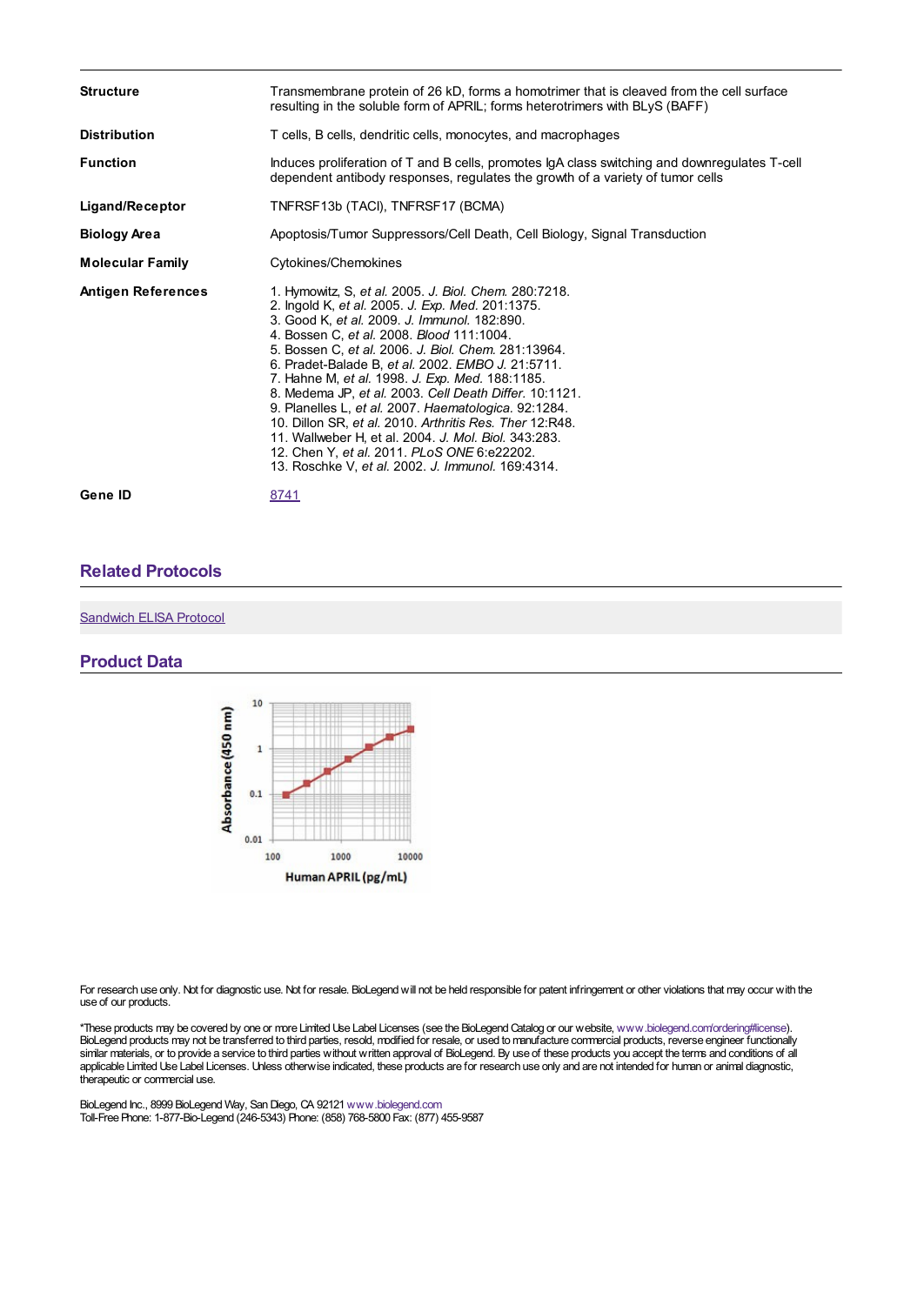| | |
|---|---|
| **Structure** | Transmembrane protein of 26 kD, forms a homotrimer that is cleaved from the cell surface resulting in the soluble form of APRIL; forms heterotrimers with BLyS (BAFF) |
| **Distribution** | T cells, B cells, dendritic cells, monocytes, and macrophages |
| **Function** | Induces proliferation of T and B cells, promotes IgA class switching and downregulates T-cell dependent antibody responses, regulates the growth of a variety of tumor cells |
| **Ligand/Receptor** | TNFRSF13b (TACI), TNFRSF17 (BCMA) |
| **Biology Area** | Apoptosis/Tumor Suppressors/Cell Death, Cell Biology, Signal Transduction |
| **Molecular Family** | Cytokines/Chemokines |
| **Antigen References** | 1. Hymowitz, S, *et al.* 2005. *J. Biol. Chem.* 280:7218.<br>2. Ingold K, *et al.* 2005. *J. Exp. Med.* 201:1375.<br>3. Good K, *et al.* 2009. *J. Immunol.* 182:890.<br>4. Bossen C, *et al.* 2008. *Blood* 111:1004.<br>5. Bossen C, *et al.* 2006. *J. Biol. Chem.* 281:13964.<br>6. Pradet-Balade B, *et al.* 2002. *EMBO J.* 21:5711.<br>7. Hahne M, *et al.* 1998. *J. Exp. Med.* 188:1185.<br>8. Medema JP, *et al.* 2003. *Cell Death Differ.* 10:1121.<br>9. Planelles L, *et al.* 2007. *Haematologica.* 92:1284.<br>10. Dillon SR, *et al.* 2010. *Arthritis Res. Ther* 12:R48.<br>11. Wallweber H, et al. 2004. *J. Mol. Biol.* 343:283.<br>12. Chen Y, *et al.* 2011. *PLoS ONE* 6:e22202.<br>13. Roschke V, *et al.* 2002. *J. Immunol.* 169:4314. |
| **Gene ID** | 8741 |

## Related Protocols

Sandwich ELISA Protocol

## Product Data

Absorbance (450 nm)

10
1
0.1
0.01

100
1000
10000

Human APRIL (pg/mL)

For research use only. Not for diagnostic use. Not for resale. BioLegend will not be held responsible for patent infringement or other violations that may occur with the use of our products.

*These products may be covered by one or more Limited Use Label Licenses (see the BioLegend Catalog or our website, www.biolegend.com/ordering#license). BioLegend products may not be transferred to third parties, resold, modified for resale, or used to manufacture commercial products, reverse engineer functionally similar materials, or to provide a service to third parties without written approval of BioLegend. By use of these products you accept the terms and conditions of all applicable Limited Use Label Licenses. Unless otherwise indicated, these products are for research use only and are not intended for human or animal diagnostic, therapeutic or commercial use.

BioLegend Inc., 8999 BioLegend Way, San Diego, CA 92121 www.biolegend.com
Toll-Free Phone: 1-877-Bio-Legend (246-5343) Phone: (858) 768-5800 Fax: (877) 455-9587